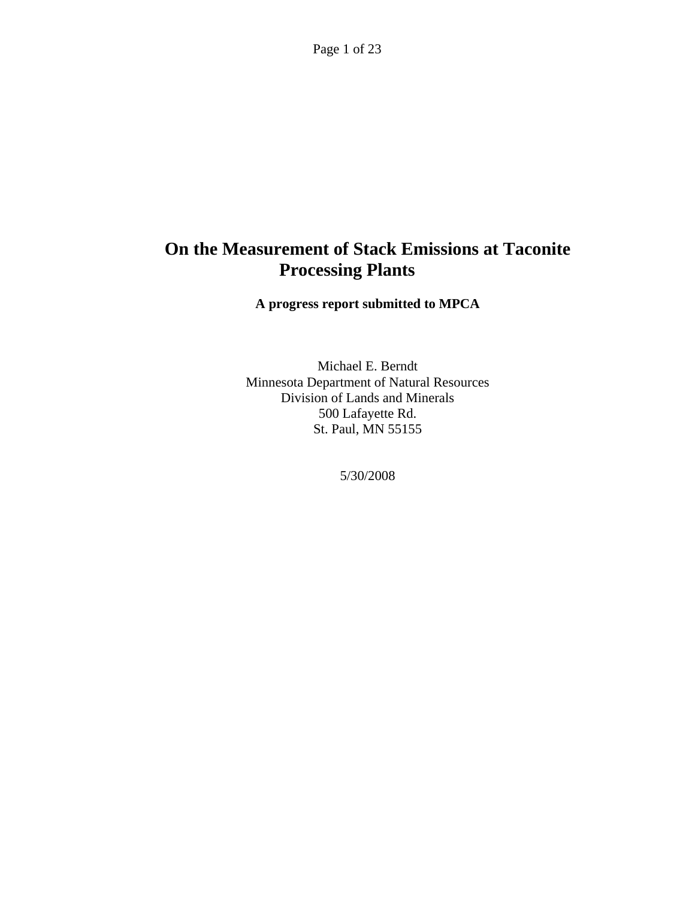# On the Measurement of Stack Emissions at Taconite Processing Plants

**A progress report submitted to MPCA**

Michael E. Berndt
Minnesota Department of Natural Resources
Division of Lands and Minerals
500 Lafayette Rd.
St. Paul, MN 55155

5/30/2008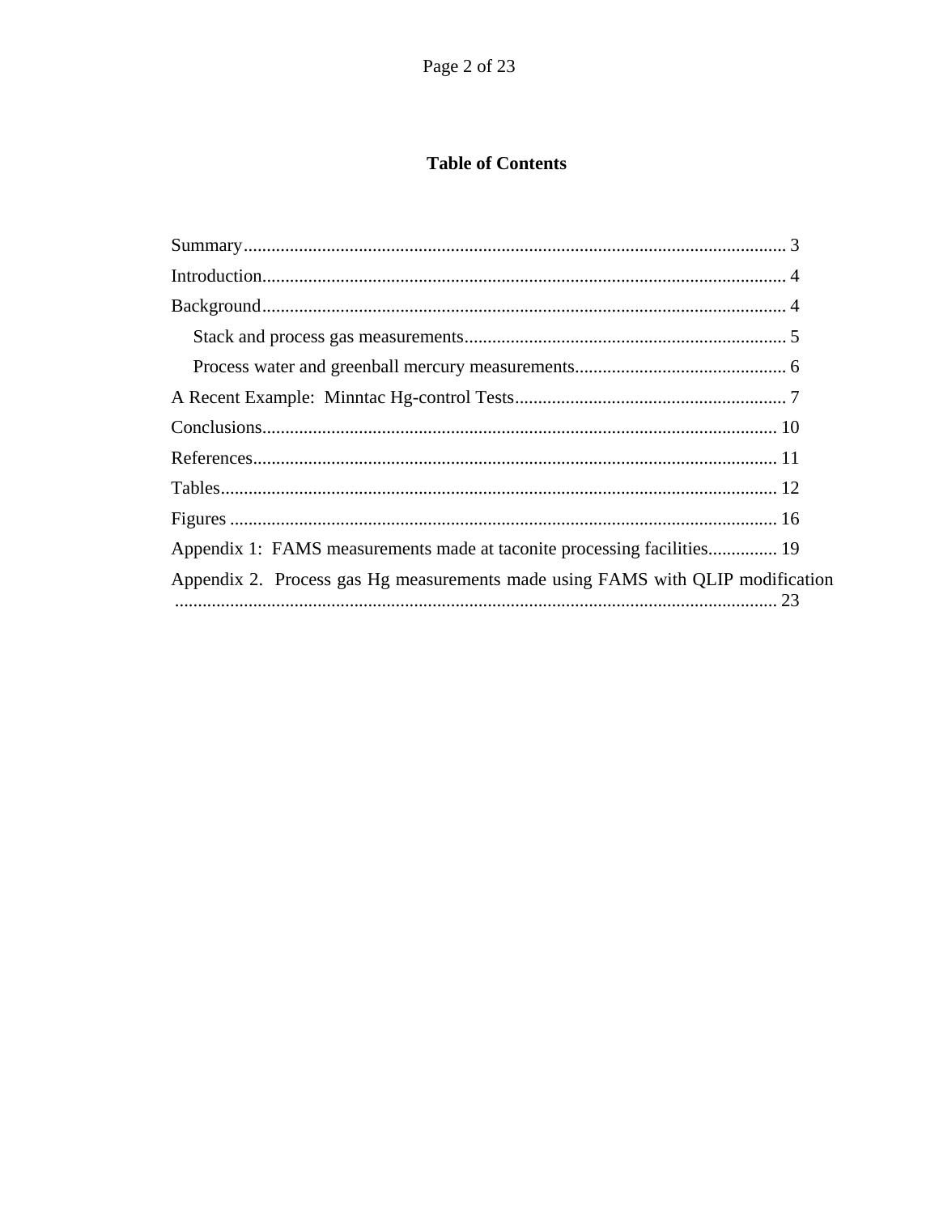## Table of Contents

Summary ..................................................................................................................... 3

Introduction ................................................................................................................. 4

Background ................................................................................................................. 4

  Stack and process gas measurements ..................................................................... 5

  Process water and greenball mercury measurements ............................................. 6

A Recent Example: Minntac Hg-control Tests ........................................................... 7

Conclusions ............................................................................................................... 10

References ................................................................................................................. 11

Tables ........................................................................................................................ 12

Figures ...................................................................................................................... 16

Appendix 1: FAMS measurements made at taconite processing facilities ............... 19

Appendix 2. Process gas Hg measurements made using FAMS with QLIP modification ................................................................................................................................ 23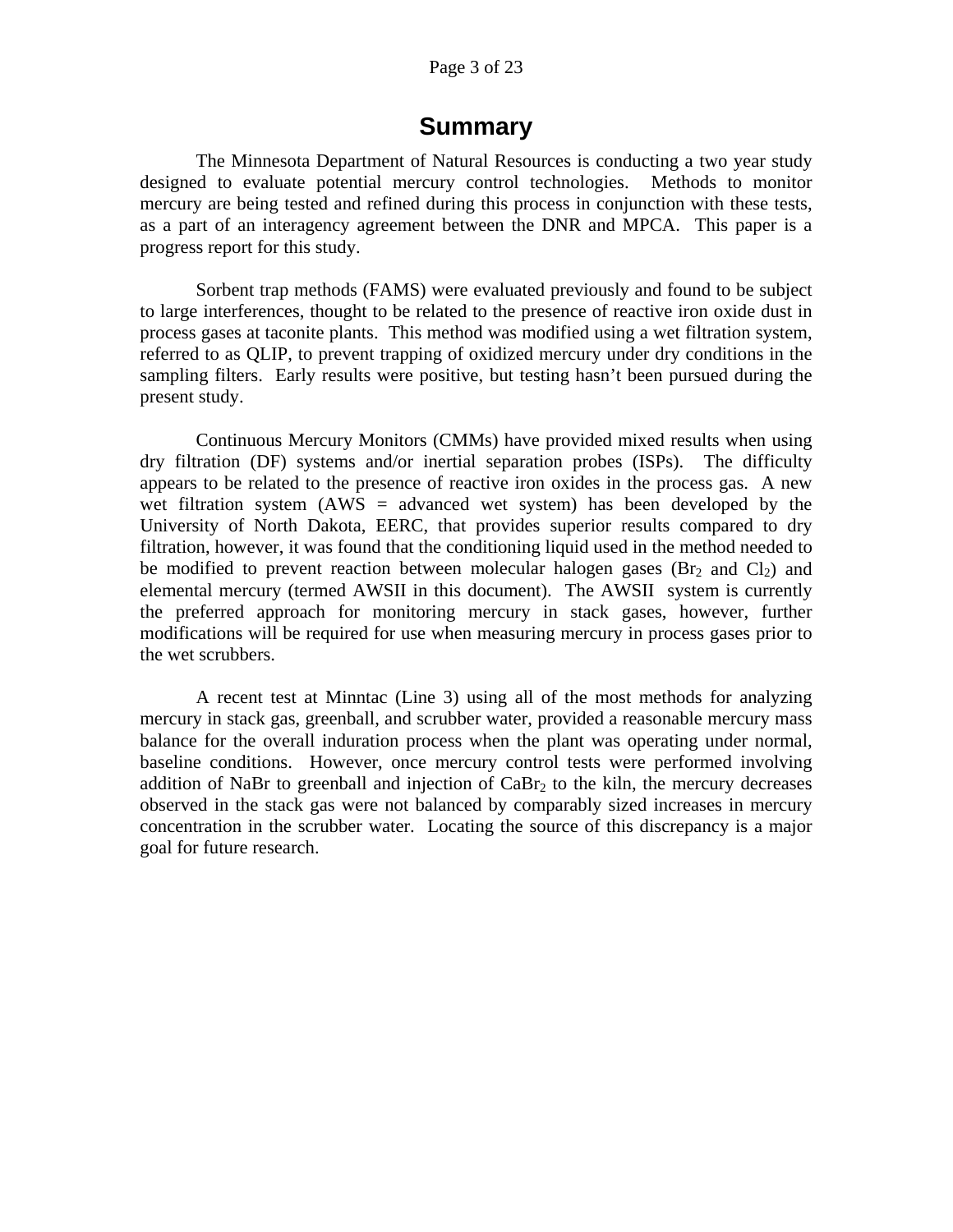# Summary

The Minnesota Department of Natural Resources is conducting a two year study designed to evaluate potential mercury control technologies. Methods to monitor mercury are being tested and refined during this process in conjunction with these tests, as a part of an interagency agreement between the DNR and MPCA. This paper is a progress report for this study.

Sorbent trap methods (FAMS) were evaluated previously and found to be subject to large interferences, thought to be related to the presence of reactive iron oxide dust in process gases at taconite plants. This method was modified using a wet filtration system, referred to as QLIP, to prevent trapping of oxidized mercury under dry conditions in the sampling filters. Early results were positive, but testing hasn't been pursued during the present study.

Continuous Mercury Monitors (CMMs) have provided mixed results when using dry filtration (DF) systems and/or inertial separation probes (ISPs). The difficulty appears to be related to the presence of reactive iron oxides in the process gas. A new wet filtration system (AWS = advanced wet system) has been developed by the University of North Dakota, EERC, that provides superior results compared to dry filtration, however, it was found that the conditioning liquid used in the method needed to be modified to prevent reaction between molecular halogen gases ($Br_2$ and $Cl_2$) and elemental mercury (termed AWSII in this document). The AWSII system is currently the preferred approach for monitoring mercury in stack gases, however, further modifications will be required for use when measuring mercury in process gases prior to the wet scrubbers.

A recent test at Minntac (Line 3) using all of the most methods for analyzing mercury in stack gas, greenball, and scrubber water, provided a reasonable mercury mass balance for the overall induration process when the plant was operating under normal, baseline conditions. However, once mercury control tests were performed involving addition of NaBr to greenball and injection of $CaBr_2$ to the kiln, the mercury decreases observed in the stack gas were not balanced by comparably sized increases in mercury concentration in the scrubber water. Locating the source of this discrepancy is a major goal for future research.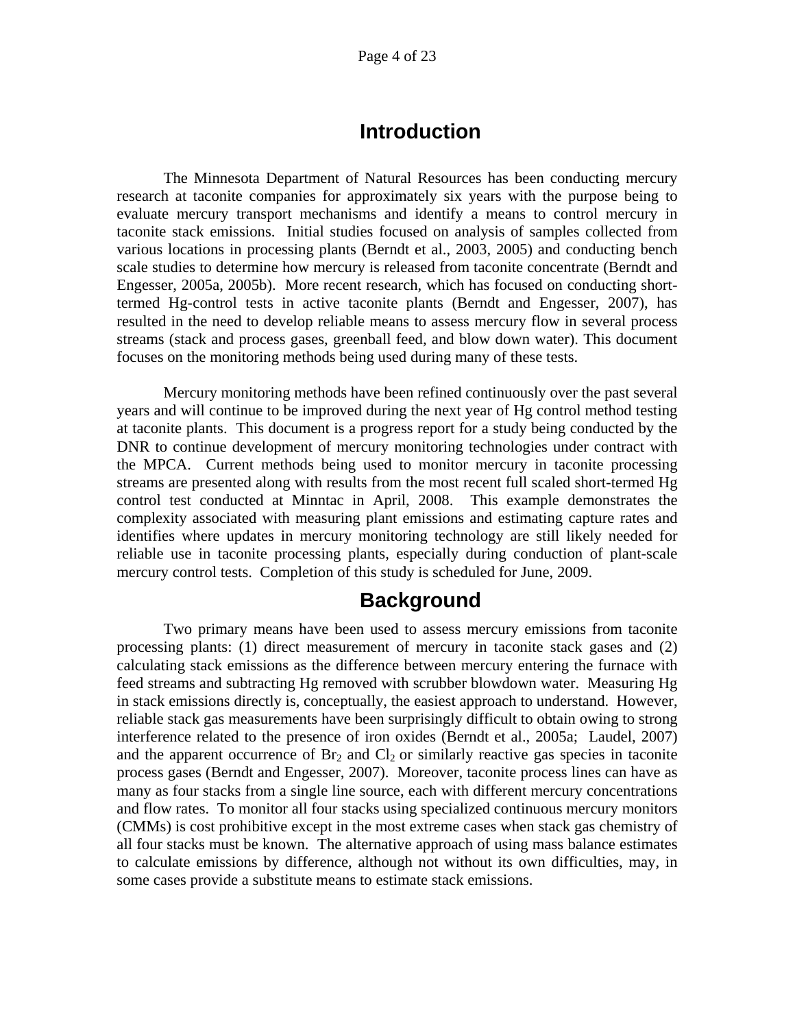## Introduction

The Minnesota Department of Natural Resources has been conducting mercury research at taconite companies for approximately six years with the purpose being to evaluate mercury transport mechanisms and identify a means to control mercury in taconite stack emissions. Initial studies focused on analysis of samples collected from various locations in processing plants (Berndt et al., 2003, 2005) and conducting bench scale studies to determine how mercury is released from taconite concentrate (Berndt and Engesser, 2005a, 2005b). More recent research, which has focused on conducting short-termed Hg-control tests in active taconite plants (Berndt and Engesser, 2007), has resulted in the need to develop reliable means to assess mercury flow in several process streams (stack and process gases, greenball feed, and blow down water). This document focuses on the monitoring methods being used during many of these tests.

Mercury monitoring methods have been refined continuously over the past several years and will continue to be improved during the next year of Hg control method testing at taconite plants. This document is a progress report for a study being conducted by the DNR to continue development of mercury monitoring technologies under contract with the MPCA. Current methods being used to monitor mercury in taconite processing streams are presented along with results from the most recent full scaled short-termed Hg control test conducted at Minntac in April, 2008. This example demonstrates the complexity associated with measuring plant emissions and estimating capture rates and identifies where updates in mercury monitoring technology are still likely needed for reliable use in taconite processing plants, especially during conduction of plant-scale mercury control tests. Completion of this study is scheduled for June, 2009.

## Background

Two primary means have been used to assess mercury emissions from taconite processing plants: (1) direct measurement of mercury in taconite stack gases and (2) calculating stack emissions as the difference between mercury entering the furnace with feed streams and subtracting Hg removed with scrubber blowdown water. Measuring Hg in stack emissions directly is, conceptually, the easiest approach to understand. However, reliable stack gas measurements have been surprisingly difficult to obtain owing to strong interference related to the presence of iron oxides (Berndt et al., 2005a; Laudel, 2007) and the apparent occurrence of $Br_2$ and $Cl_2$ or similarly reactive gas species in taconite process gases (Berndt and Engesser, 2007). Moreover, taconite process lines can have as many as four stacks from a single line source, each with different mercury concentrations and flow rates. To monitor all four stacks using specialized continuous mercury monitors (CMMs) is cost prohibitive except in the most extreme cases when stack gas chemistry of all four stacks must be known. The alternative approach of using mass balance estimates to calculate emissions by difference, although not without its own difficulties, may, in some cases provide a substitute means to estimate stack emissions.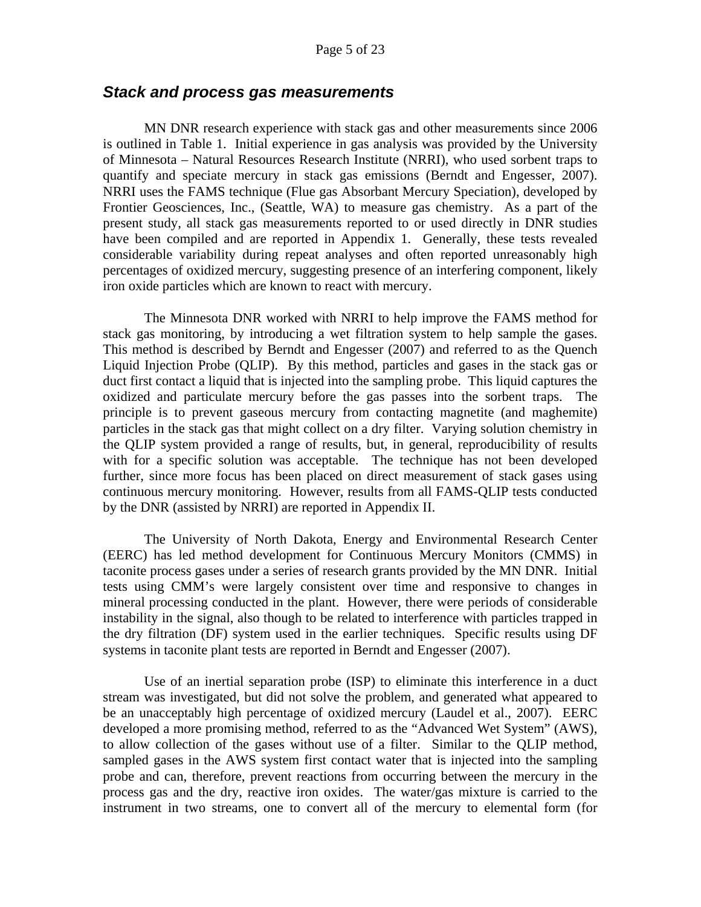## *Stack and process gas measurements*

MN DNR research experience with stack gas and other measurements since 2006 is outlined in Table 1. Initial experience in gas analysis was provided by the University of Minnesota – Natural Resources Research Institute (NRRI), who used sorbent traps to quantify and speciate mercury in stack gas emissions (Berndt and Engesser, 2007). NRRI uses the FAMS technique (Flue gas Absorbant Mercury Speciation), developed by Frontier Geosciences, Inc., (Seattle, WA) to measure gas chemistry. As a part of the present study, all stack gas measurements reported to or used directly in DNR studies have been compiled and are reported in Appendix 1. Generally, these tests revealed considerable variability during repeat analyses and often reported unreasonably high percentages of oxidized mercury, suggesting presence of an interfering component, likely iron oxide particles which are known to react with mercury.

The Minnesota DNR worked with NRRI to help improve the FAMS method for stack gas monitoring, by introducing a wet filtration system to help sample the gases. This method is described by Berndt and Engesser (2007) and referred to as the Quench Liquid Injection Probe (QLIP). By this method, particles and gases in the stack gas or duct first contact a liquid that is injected into the sampling probe. This liquid captures the oxidized and particulate mercury before the gas passes into the sorbent traps. The principle is to prevent gaseous mercury from contacting magnetite (and maghemite) particles in the stack gas that might collect on a dry filter. Varying solution chemistry in the QLIP system provided a range of results, but, in general, reproducibility of results with for a specific solution was acceptable. The technique has not been developed further, since more focus has been placed on direct measurement of stack gases using continuous mercury monitoring. However, results from all FAMS-QLIP tests conducted by the DNR (assisted by NRRI) are reported in Appendix II.

The University of North Dakota, Energy and Environmental Research Center (EERC) has led method development for Continuous Mercury Monitors (CMMS) in taconite process gases under a series of research grants provided by the MN DNR. Initial tests using CMM's were largely consistent over time and responsive to changes in mineral processing conducted in the plant. However, there were periods of considerable instability in the signal, also though to be related to interference with particles trapped in the dry filtration (DF) system used in the earlier techniques. Specific results using DF systems in taconite plant tests are reported in Berndt and Engesser (2007).

Use of an inertial separation probe (ISP) to eliminate this interference in a duct stream was investigated, but did not solve the problem, and generated what appeared to be an unacceptably high percentage of oxidized mercury (Laudel et al., 2007). EERC developed a more promising method, referred to as the "Advanced Wet System" (AWS), to allow collection of the gases without use of a filter. Similar to the QLIP method, sampled gases in the AWS system first contact water that is injected into the sampling probe and can, therefore, prevent reactions from occurring between the mercury in the process gas and the dry, reactive iron oxides. The water/gas mixture is carried to the instrument in two streams, one to convert all of the mercury to elemental form (for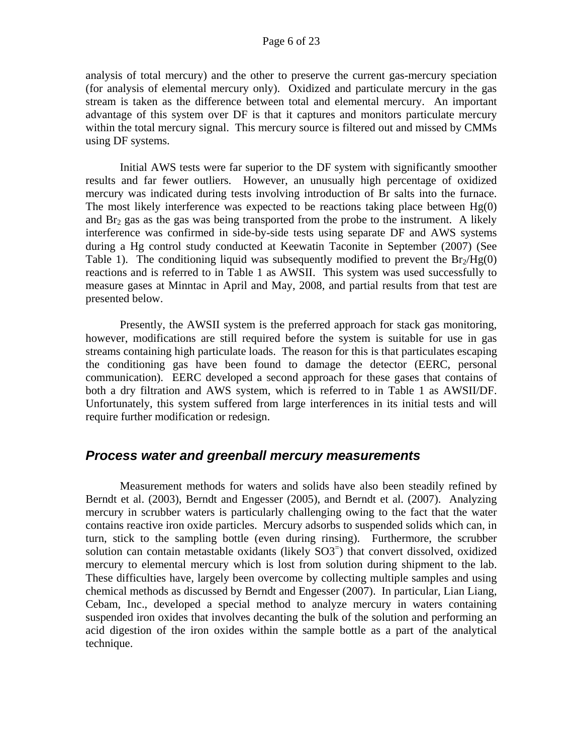analysis of total mercury) and the other to preserve the current gas-mercury speciation (for analysis of elemental mercury only). Oxidized and particulate mercury in the gas stream is taken as the difference between total and elemental mercury. An important advantage of this system over DF is that it captures and monitors particulate mercury within the total mercury signal. This mercury source is filtered out and missed by CMMs using DF systems.

Initial AWS tests were far superior to the DF system with significantly smoother results and far fewer outliers. However, an unusually high percentage of oxidized mercury was indicated during tests involving introduction of Br salts into the furnace. The most likely interference was expected to be reactions taking place between Hg(0) and $Br_2$ gas as the gas was being transported from the probe to the instrument. A likely interference was confirmed in side-by-side tests using separate DF and AWS systems during a Hg control study conducted at Keewatin Taconite in September (2007) (See Table 1). The conditioning liquid was subsequently modified to prevent the $Br_2$/Hg(0) reactions and is referred to in Table 1 as AWSII. This system was used successfully to measure gases at Minntac in April and May, 2008, and partial results from that test are presented below.

Presently, the AWSII system is the preferred approach for stack gas monitoring, however, modifications are still required before the system is suitable for use in gas streams containing high particulate loads. The reason for this is that particulates escaping the conditioning gas have been found to damage the detector (EERC, personal communication). EERC developed a second approach for these gases that contains of both a dry filtration and AWS system, which is referred to in Table 1 as AWSII/DF. Unfortunately, this system suffered from large interferences in its initial tests and will require further modification or redesign.

## *Process water and greenball mercury measurements*

Measurement methods for waters and solids have also been steadily refined by Berndt et al. (2003), Berndt and Engesser (2005), and Berndt et al. (2007). Analyzing mercury in scrubber waters is particularly challenging owing to the fact that the water contains reactive iron oxide particles. Mercury adsorbs to suspended solids which can, in turn, stick to the sampling bottle (even during rinsing). Furthermore, the scrubber solution can contain metastable oxidants (likely $SO3^{=}$) that convert dissolved, oxidized mercury to elemental mercury which is lost from solution during shipment to the lab. These difficulties have, largely been overcome by collecting multiple samples and using chemical methods as discussed by Berndt and Engesser (2007). In particular, Lian Liang, Cebam, Inc., developed a special method to analyze mercury in waters containing suspended iron oxides that involves decanting the bulk of the solution and performing an acid digestion of the iron oxides within the sample bottle as a part of the analytical technique.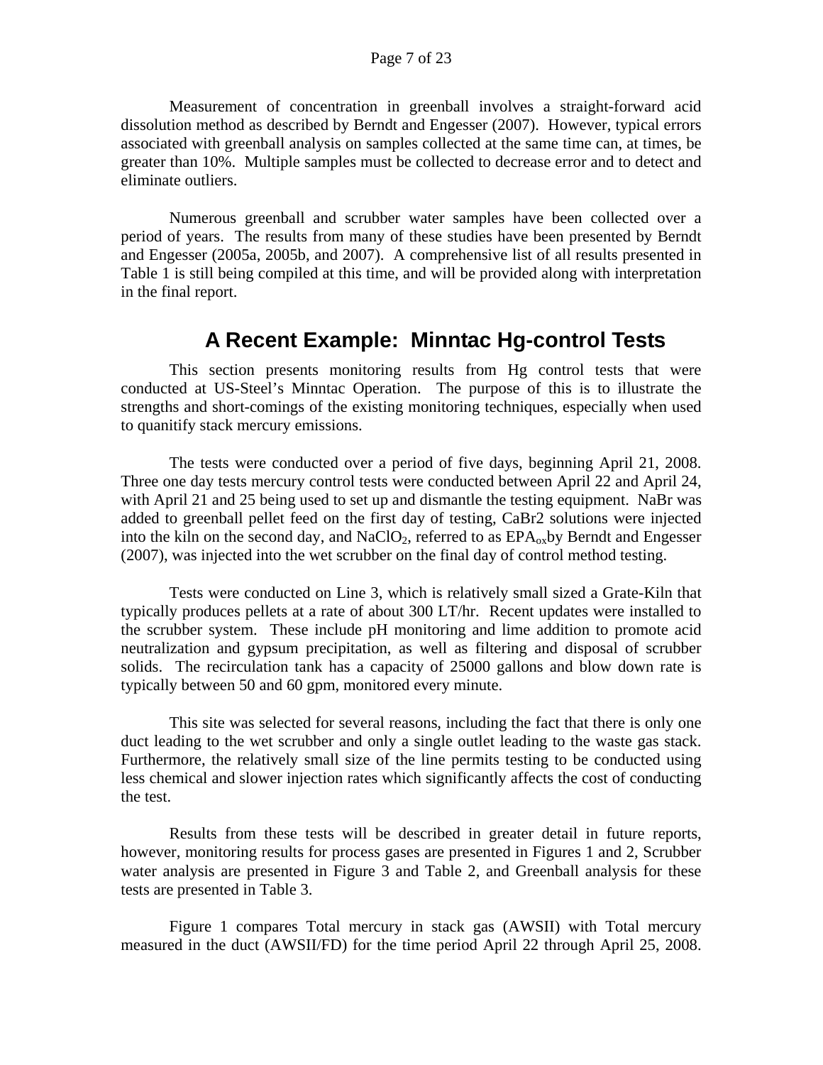Measurement of concentration in greenball involves a straight-forward acid dissolution method as described by Berndt and Engesser (2007). However, typical errors associated with greenball analysis on samples collected at the same time can, at times, be greater than 10%. Multiple samples must be collected to decrease error and to detect and eliminate outliers.

Numerous greenball and scrubber water samples have been collected over a period of years. The results from many of these studies have been presented by Berndt and Engesser (2005a, 2005b, and 2007). A comprehensive list of all results presented in Table 1 is still being compiled at this time, and will be provided along with interpretation in the final report.

## A Recent Example: Minntac Hg-control Tests

This section presents monitoring results from Hg control tests that were conducted at US-Steel's Minntac Operation. The purpose of this is to illustrate the strengths and short-comings of the existing monitoring techniques, especially when used to quanitify stack mercury emissions.

The tests were conducted over a period of five days, beginning April 21, 2008. Three one day tests mercury control tests were conducted between April 22 and April 24, with April 21 and 25 being used to set up and dismantle the testing equipment. NaBr was added to greenball pellet feed on the first day of testing, CaBr2 solutions were injected into the kiln on the second day, and $NaClO_2$, referred to as $EPA_{ox}$by Berndt and Engesser (2007), was injected into the wet scrubber on the final day of control method testing.

Tests were conducted on Line 3, which is relatively small sized a Grate-Kiln that typically produces pellets at a rate of about 300 LT/hr. Recent updates were installed to the scrubber system. These include pH monitoring and lime addition to promote acid neutralization and gypsum precipitation, as well as filtering and disposal of scrubber solids. The recirculation tank has a capacity of 25000 gallons and blow down rate is typically between 50 and 60 gpm, monitored every minute.

This site was selected for several reasons, including the fact that there is only one duct leading to the wet scrubber and only a single outlet leading to the waste gas stack. Furthermore, the relatively small size of the line permits testing to be conducted using less chemical and slower injection rates which significantly affects the cost of conducting the test.

Results from these tests will be described in greater detail in future reports, however, monitoring results for process gases are presented in Figures 1 and 2, Scrubber water analysis are presented in Figure 3 and Table 2, and Greenball analysis for these tests are presented in Table 3.

Figure 1 compares Total mercury in stack gas (AWSII) with Total mercury measured in the duct (AWSII/FD) for the time period April 22 through April 25, 2008.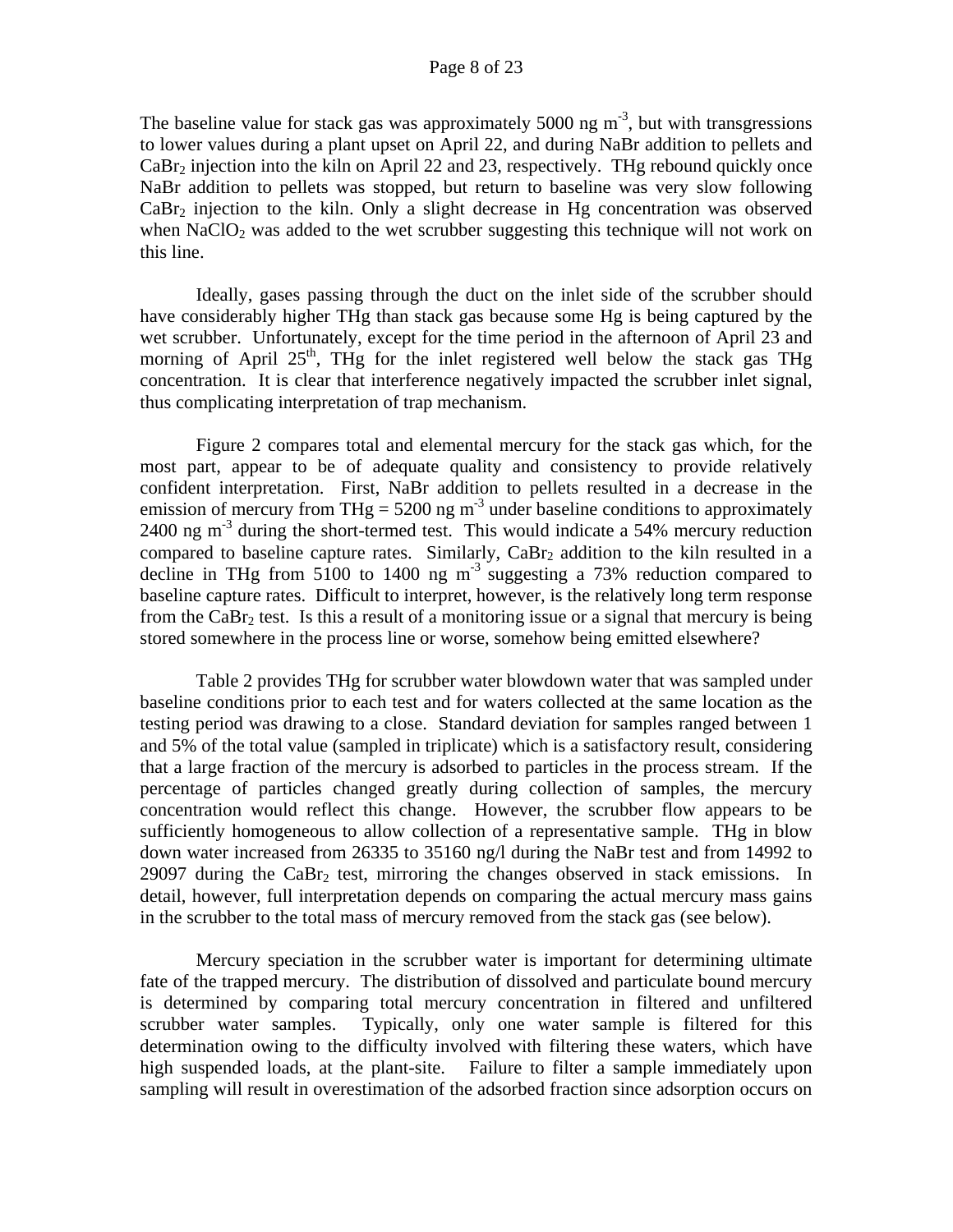The baseline value for stack gas was approximately 5000 ng $m^{-3}$, but with transgressions to lower values during a plant upset on April 22, and during NaBr addition to pellets and $CaBr_2$ injection into the kiln on April 22 and 23, respectively. THg rebound quickly once NaBr addition to pellets was stopped, but return to baseline was very slow following $CaBr_2$ injection to the kiln. Only a slight decrease in Hg concentration was observed when $NaClO_2$ was added to the wet scrubber suggesting this technique will not work on this line.

Ideally, gases passing through the duct on the inlet side of the scrubber should have considerably higher THg than stack gas because some Hg is being captured by the wet scrubber. Unfortunately, except for the time period in the afternoon of April 23 and morning of April 25th, THg for the inlet registered well below the stack gas THg concentration. It is clear that interference negatively impacted the scrubber inlet signal, thus complicating interpretation of trap mechanism.

Figure 2 compares total and elemental mercury for the stack gas which, for the most part, appear to be of adequate quality and consistency to provide relatively confident interpretation. First, NaBr addition to pellets resulted in a decrease in the emission of mercury from THg = 5200 ng $m^{-3}$ under baseline conditions to approximately 2400 ng $m^{-3}$ during the short-termed test. This would indicate a 54% mercury reduction compared to baseline capture rates. Similarly, $CaBr_2$ addition to the kiln resulted in a decline in THg from 5100 to 1400 ng $m^{-3}$ suggesting a 73% reduction compared to baseline capture rates. Difficult to interpret, however, is the relatively long term response from the $CaBr_2$ test. Is this a result of a monitoring issue or a signal that mercury is being stored somewhere in the process line or worse, somehow being emitted elsewhere?

Table 2 provides THg for scrubber water blowdown water that was sampled under baseline conditions prior to each test and for waters collected at the same location as the testing period was drawing to a close. Standard deviation for samples ranged between 1 and 5% of the total value (sampled in triplicate) which is a satisfactory result, considering that a large fraction of the mercury is adsorbed to particles in the process stream. If the percentage of particles changed greatly during collection of samples, the mercury concentration would reflect this change. However, the scrubber flow appears to be sufficiently homogeneous to allow collection of a representative sample. THg in blow down water increased from 26335 to 35160 ng/l during the NaBr test and from 14992 to 29097 during the $CaBr_2$ test, mirroring the changes observed in stack emissions. In detail, however, full interpretation depends on comparing the actual mercury mass gains in the scrubber to the total mass of mercury removed from the stack gas (see below).

Mercury speciation in the scrubber water is important for determining ultimate fate of the trapped mercury. The distribution of dissolved and particulate bound mercury is determined by comparing total mercury concentration in filtered and unfiltered scrubber water samples. Typically, only one water sample is filtered for this determination owing to the difficulty involved with filtering these waters, which have high suspended loads, at the plant-site. Failure to filter a sample immediately upon sampling will result in overestimation of the adsorbed fraction since adsorption occurs on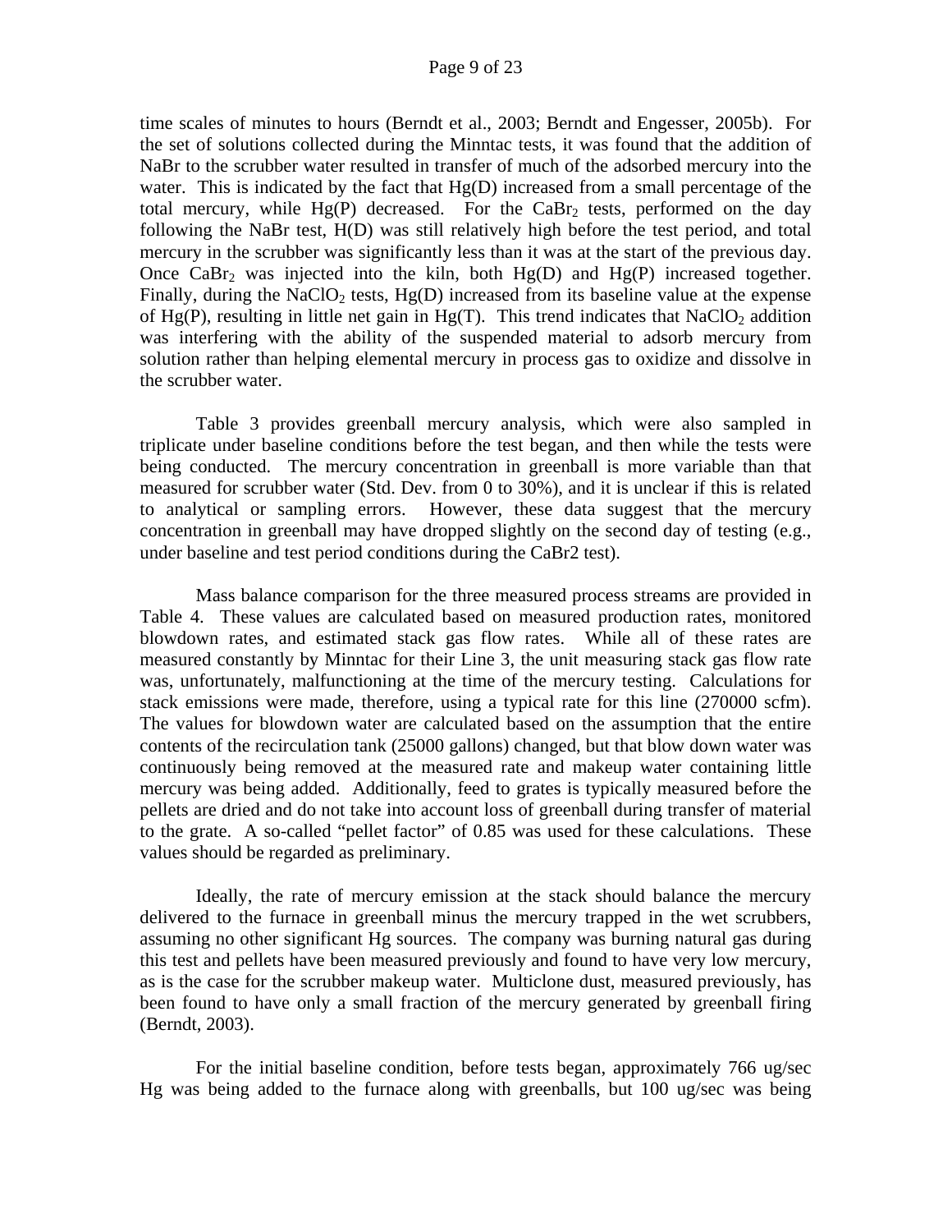time scales of minutes to hours (Berndt et al., 2003; Berndt and Engesser, 2005b). For the set of solutions collected during the Minntac tests, it was found that the addition of NaBr to the scrubber water resulted in transfer of much of the adsorbed mercury into the water. This is indicated by the fact that Hg(D) increased from a small percentage of the total mercury, while Hg(P) decreased. For the $CaBr_2$ tests, performed on the day following the NaBr test, H(D) was still relatively high before the test period, and total mercury in the scrubber was significantly less than it was at the start of the previous day. Once $CaBr_2$ was injected into the kiln, both Hg(D) and Hg(P) increased together. Finally, during the $NaClO_2$ tests, Hg(D) increased from its baseline value at the expense of Hg(P), resulting in little net gain in Hg(T). This trend indicates that $NaClO_2$ addition was interfering with the ability of the suspended material to adsorb mercury from solution rather than helping elemental mercury in process gas to oxidize and dissolve in the scrubber water.

Table 3 provides greenball mercury analysis, which were also sampled in triplicate under baseline conditions before the test began, and then while the tests were being conducted. The mercury concentration in greenball is more variable than that measured for scrubber water (Std. Dev. from 0 to 30%), and it is unclear if this is related to analytical or sampling errors. However, these data suggest that the mercury concentration in greenball may have dropped slightly on the second day of testing (e.g., under baseline and test period conditions during the CaBr2 test).

Mass balance comparison for the three measured process streams are provided in Table 4. These values are calculated based on measured production rates, monitored blowdown rates, and estimated stack gas flow rates. While all of these rates are measured constantly by Minntac for their Line 3, the unit measuring stack gas flow rate was, unfortunately, malfunctioning at the time of the mercury testing. Calculations for stack emissions were made, therefore, using a typical rate for this line (270000 scfm). The values for blowdown water are calculated based on the assumption that the entire contents of the recirculation tank (25000 gallons) changed, but that blow down water was continuously being removed at the measured rate and makeup water containing little mercury was being added. Additionally, feed to grates is typically measured before the pellets are dried and do not take into account loss of greenball during transfer of material to the grate. A so-called "pellet factor" of 0.85 was used for these calculations. These values should be regarded as preliminary.

Ideally, the rate of mercury emission at the stack should balance the mercury delivered to the furnace in greenball minus the mercury trapped in the wet scrubbers, assuming no other significant Hg sources. The company was burning natural gas during this test and pellets have been measured previously and found to have very low mercury, as is the case for the scrubber makeup water. Multiclone dust, measured previously, has been found to have only a small fraction of the mercury generated by greenball firing (Berndt, 2003).

For the initial baseline condition, before tests began, approximately 766 ug/sec Hg was being added to the furnace along with greenballs, but 100 ug/sec was being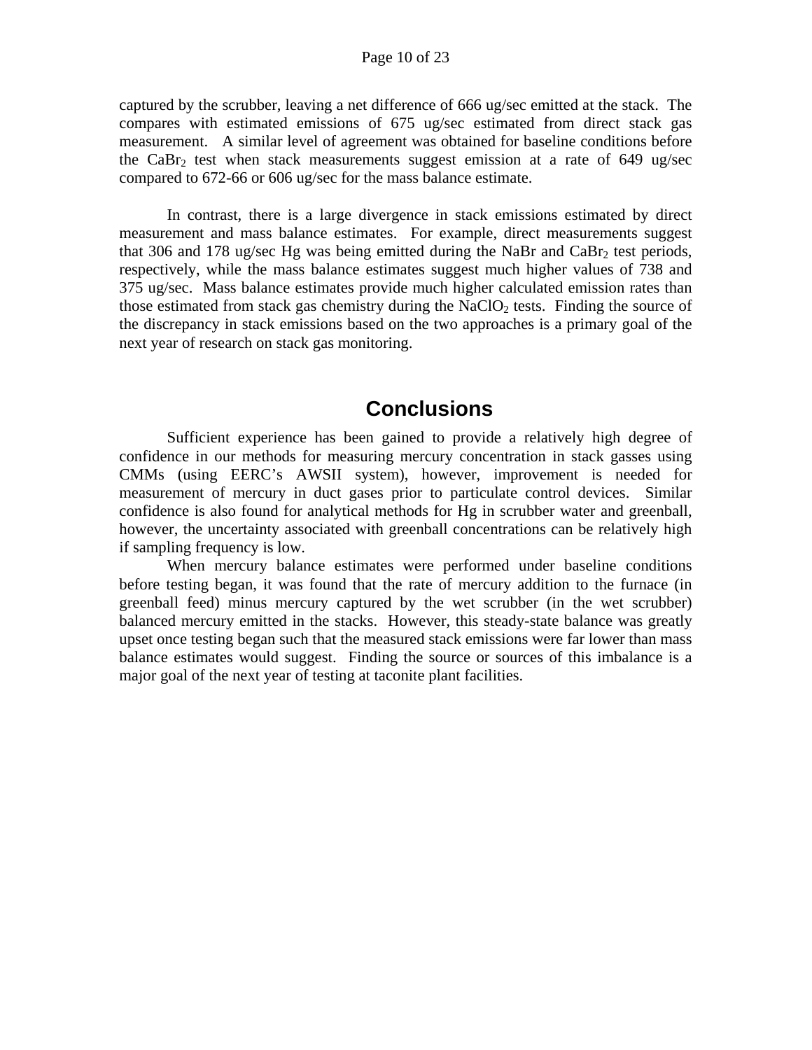captured by the scrubber, leaving a net difference of 666 ug/sec emitted at the stack. The compares with estimated emissions of 675 ug/sec estimated from direct stack gas measurement. A similar level of agreement was obtained for baseline conditions before the $CaBr_2$ test when stack measurements suggest emission at a rate of 649 ug/sec compared to 672-66 or 606 ug/sec for the mass balance estimate.

In contrast, there is a large divergence in stack emissions estimated by direct measurement and mass balance estimates. For example, direct measurements suggest that 306 and 178 ug/sec Hg was being emitted during the NaBr and $CaBr_2$ test periods, respectively, while the mass balance estimates suggest much higher values of 738 and 375 ug/sec. Mass balance estimates provide much higher calculated emission rates than those estimated from stack gas chemistry during the $NaClO_2$ tests. Finding the source of the discrepancy in stack emissions based on the two approaches is a primary goal of the next year of research on stack gas monitoring.

# Conclusions

Sufficient experience has been gained to provide a relatively high degree of confidence in our methods for measuring mercury concentration in stack gasses using CMMs (using EERC's AWSII system), however, improvement is needed for measurement of mercury in duct gases prior to particulate control devices. Similar confidence is also found for analytical methods for Hg in scrubber water and greenball, however, the uncertainty associated with greenball concentrations can be relatively high if sampling frequency is low.

When mercury balance estimates were performed under baseline conditions before testing began, it was found that the rate of mercury addition to the furnace (in greenball feed) minus mercury captured by the wet scrubber (in the wet scrubber) balanced mercury emitted in the stacks. However, this steady-state balance was greatly upset once testing began such that the measured stack emissions were far lower than mass balance estimates would suggest. Finding the source or sources of this imbalance is a major goal of the next year of testing at taconite plant facilities.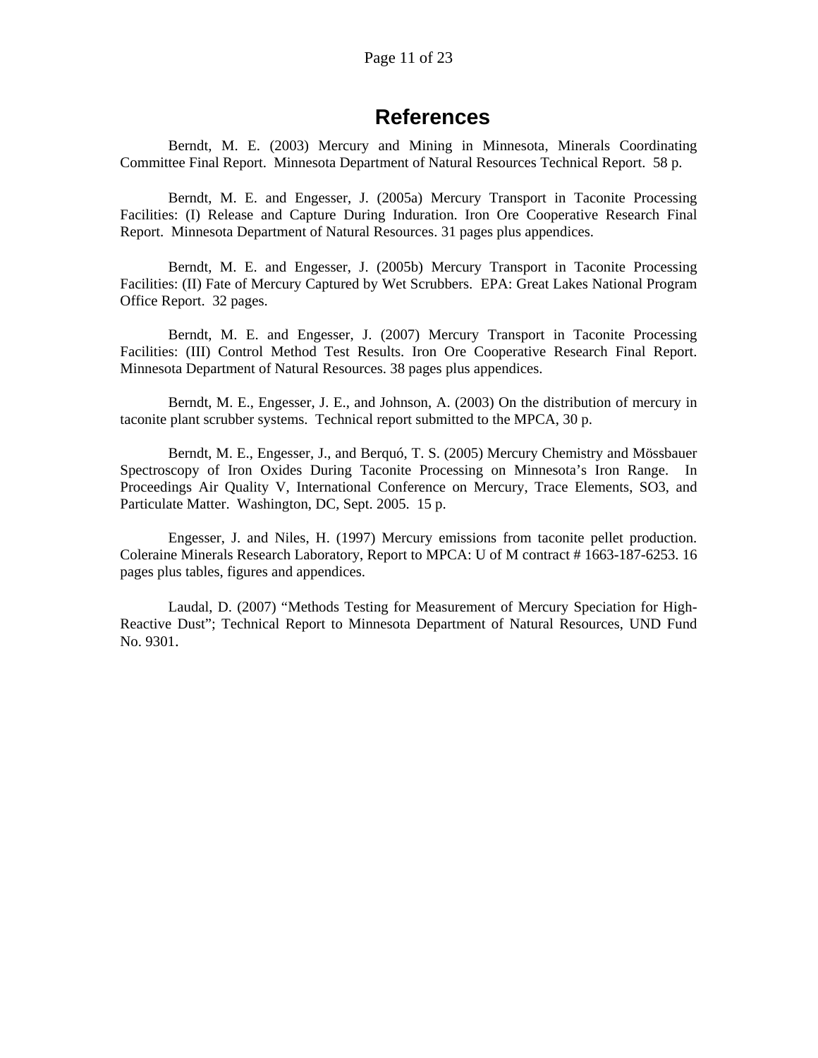# References

Berndt, M. E. (2003) Mercury and Mining in Minnesota, Minerals Coordinating Committee Final Report. Minnesota Department of Natural Resources Technical Report. 58 p.

Berndt, M. E. and Engesser, J. (2005a) Mercury Transport in Taconite Processing Facilities: (I) Release and Capture During Induration. Iron Ore Cooperative Research Final Report. Minnesota Department of Natural Resources. 31 pages plus appendices.

Berndt, M. E. and Engesser, J. (2005b) Mercury Transport in Taconite Processing Facilities: (II) Fate of Mercury Captured by Wet Scrubbers. EPA: Great Lakes National Program Office Report. 32 pages.

Berndt, M. E. and Engesser, J. (2007) Mercury Transport in Taconite Processing Facilities: (III) Control Method Test Results. Iron Ore Cooperative Research Final Report. Minnesota Department of Natural Resources. 38 pages plus appendices.

Berndt, M. E., Engesser, J. E., and Johnson, A. (2003) On the distribution of mercury in taconite plant scrubber systems. Technical report submitted to the MPCA, 30 p.

Berndt, M. E., Engesser, J., and Berquó, T. S. (2005) Mercury Chemistry and Mössbauer Spectroscopy of Iron Oxides During Taconite Processing on Minnesota's Iron Range. In Proceedings Air Quality V, International Conference on Mercury, Trace Elements, SO3, and Particulate Matter. Washington, DC, Sept. 2005. 15 p.

Engesser, J. and Niles, H. (1997) Mercury emissions from taconite pellet production. Coleraine Minerals Research Laboratory, Report to MPCA: U of M contract # 1663-187-6253. 16 pages plus tables, figures and appendices.

Laudal, D. (2007) "Methods Testing for Measurement of Mercury Speciation for High-Reactive Dust"; Technical Report to Minnesota Department of Natural Resources, UND Fund No. 9301.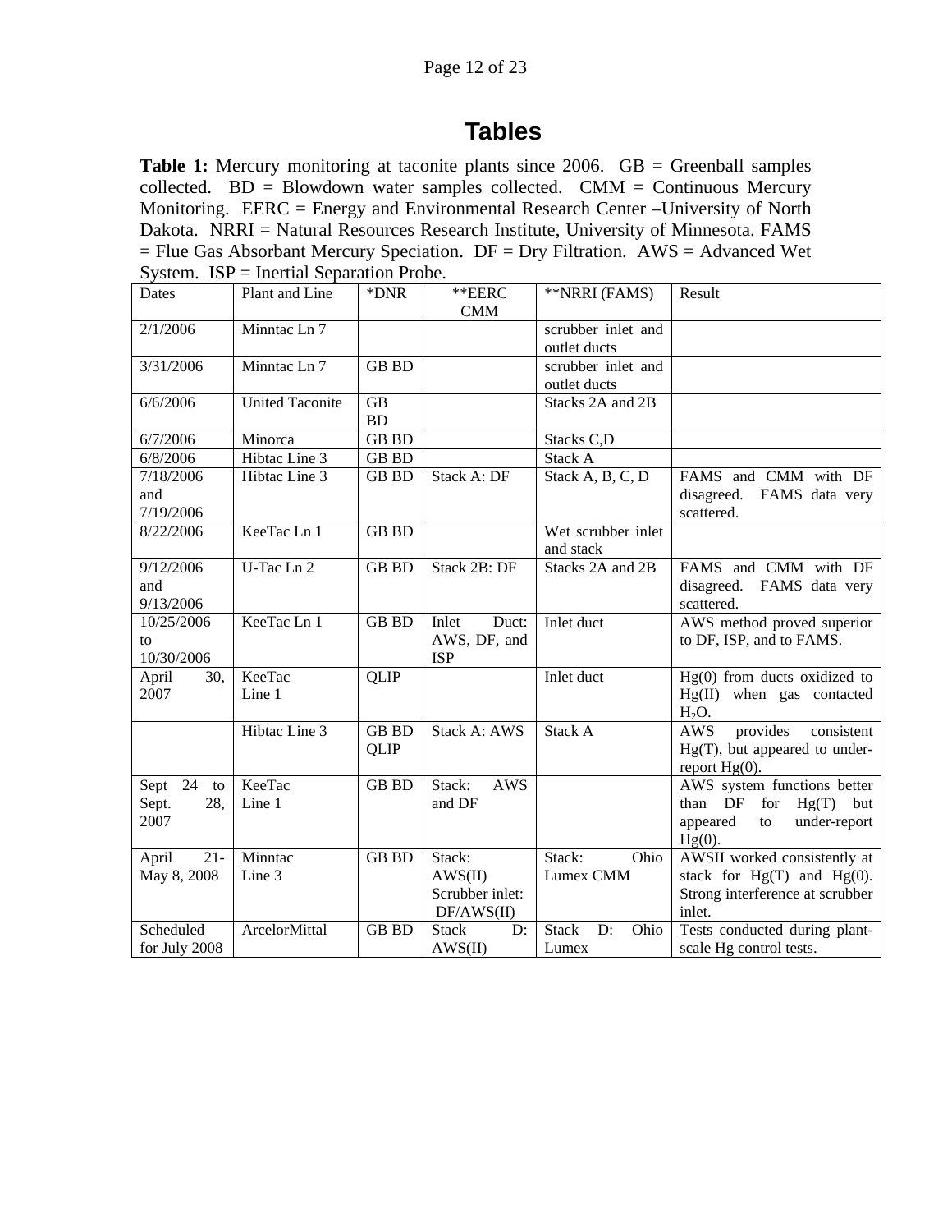# Tables

**Table 1:** Mercury monitoring at taconite plants since 2006. GB = Greenball samples collected. BD = Blowdown water samples collected. CMM = Continuous Mercury Monitoring. EERC = Energy and Environmental Research Center –University of North Dakota. NRRI = Natural Resources Research Institute, University of Minnesota. FAMS = Flue Gas Absorbant Mercury Speciation. DF = Dry Filtration. AWS = Advanced Wet System. ISP = Inertial Separation Probe.

| Dates | Plant and Line | *DNR | **EERC CMM | **NRRI (FAMS) | Result |
|---|---|---|---|---|---|
| 2/1/2006 | Minntac Ln 7 | | | scrubber inlet and outlet ducts | |
| 3/31/2006 | Minntac Ln 7 | GB BD | | scrubber inlet and outlet ducts | |
| 6/6/2006 | United Taconite | GB BD | | Stacks 2A and 2B | |
| 6/7/2006 | Minorca | GB BD | | Stacks C,D | |
| 6/8/2006 | Hibtac Line 3 | GB BD | | Stack A | |
| 7/18/2006 and 7/19/2006 | Hibtac Line 3 | GB BD | Stack A: DF | Stack A, B, C, D | FAMS and CMM with DF disagreed. FAMS data very scattered. |
| 8/22/2006 | KeeTac Ln 1 | GB BD | | Wet scrubber inlet and stack | |
| 9/12/2006 and 9/13/2006 | U-Tac Ln 2 | GB BD | Stack 2B: DF | Stacks 2A and 2B | FAMS and CMM with DF disagreed. FAMS data very scattered. |
| 10/25/2006 to 10/30/2006 | KeeTac Ln 1 | GB BD | Inlet Duct: AWS, DF, and ISP | Inlet duct | AWS method proved superior to DF, ISP, and to FAMS. |
| April 30, 2007 | KeeTac Line 1 | QLIP | | Inlet duct | Hg(0) from ducts oxidized to Hg(II) when gas contacted $H_2O$. |
| | Hibtac Line 3 | GB BD QLIP | Stack A: AWS | Stack A | AWS provides consistent Hg(T), but appeared to under-report Hg(0). |
| Sept 24 to Sept. 28, 2007 | KeeTac Line 1 | GB BD | Stack: AWS and DF | | AWS system functions better than DF for Hg(T) but appeared to under-report Hg(0). |
| April 21-May 8, 2008 | Minntac Line 3 | GB BD | Stack: AWS(II) Scrubber inlet: DF/AWS(II) | Stack: Ohio Lumex CMM | AWSII worked consistently at stack for Hg(T) and Hg(0). Strong interference at scrubber inlet. |
| Scheduled for July 2008 | ArcelorMittal | GB BD | Stack D: AWS(II) | Stack D: Ohio Lumex | Tests conducted during plant-scale Hg control tests. |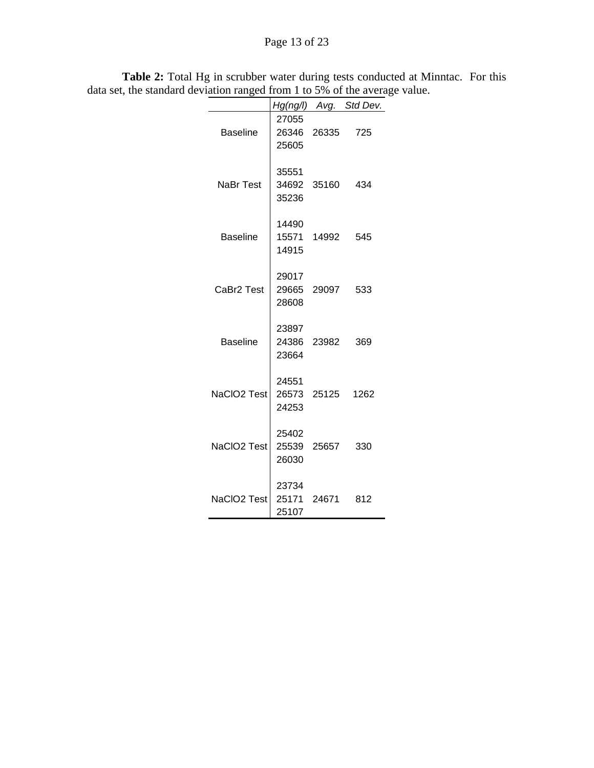**Table 2:** Total Hg in scrubber water during tests conducted at Minntac. For this data set, the standard deviation ranged from 1 to 5% of the average value.

| | *Hg(ng/l)* | *Avg.* | *Std Dev.* |
|---|---|---|---|
| Baseline | 27055<br>26346<br>25605 | 26335 | 725 |
| NaBr Test | 35551<br>34692<br>35236 | 35160 | 434 |
| Baseline | 14490<br>15571<br>14915 | 14992 | 545 |
| CaBr2 Test | 29017<br>29665<br>28608 | 29097 | 533 |
| Baseline | 23897<br>24386<br>23664 | 23982 | 369 |
| NaClO2 Test | 24551<br>26573<br>24253 | 25125 | 1262 |
| NaClO2 Test | 25402<br>25539<br>26030 | 25657 | 330 |
| NaClO2 Test | 23734<br>25171<br>25107 | 24671 | 812 |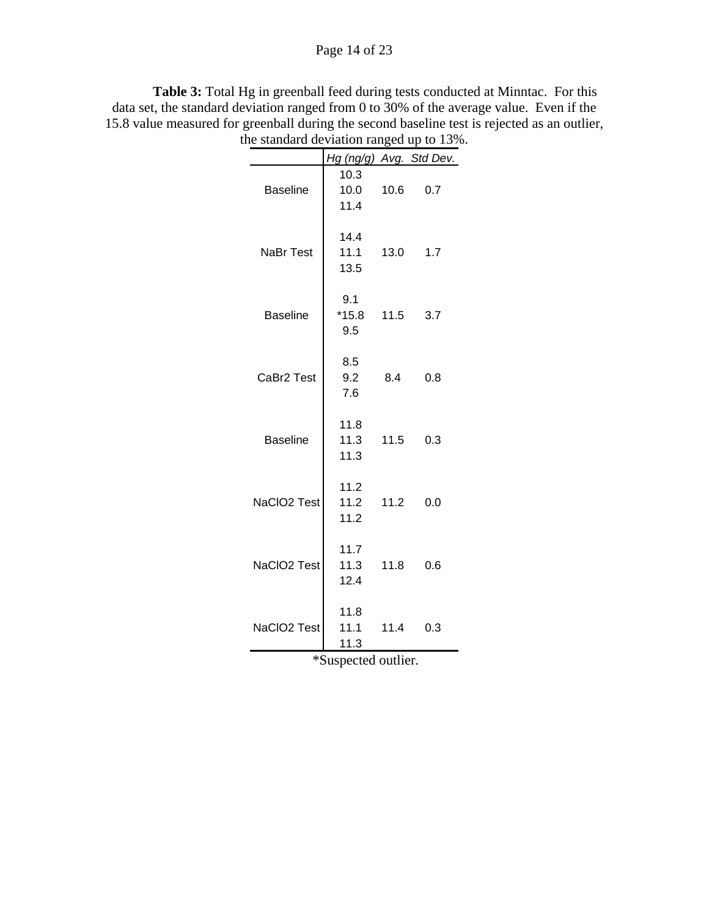**Table 3:** Total Hg in greenball feed during tests conducted at Minntac. For this data set, the standard deviation ranged from 0 to 30% of the average value. Even if the 15.8 value measured for greenball during the second baseline test is rejected as an outlier, the standard deviation ranged up to 13%.

| | *Hg (ng/g)* | *Avg.* | *Std Dev.* |
|---|---|---|---|
| Baseline | 10.3<br>10.0<br>11.4 | 10.6 | 0.7 |
| NaBr Test | 14.4<br>11.1<br>13.5 | 13.0 | 1.7 |
| Baseline | 9.1<br>*15.8<br>9.5 | 11.5 | 3.7 |
| CaBr2 Test | 8.5<br>9.2<br>7.6 | 8.4 | 0.8 |
| Baseline | 11.8<br>11.3<br>11.3 | 11.5 | 0.3 |
| NaClO2 Test | 11.2<br>11.2<br>11.2 | 11.2 | 0.0 |
| NaClO2 Test | 11.7<br>11.3<br>12.4 | 11.8 | 0.6 |
| NaClO2 Test | 11.8<br>11.1<br>11.3 | 11.4 | 0.3 |

*Suspected outlier.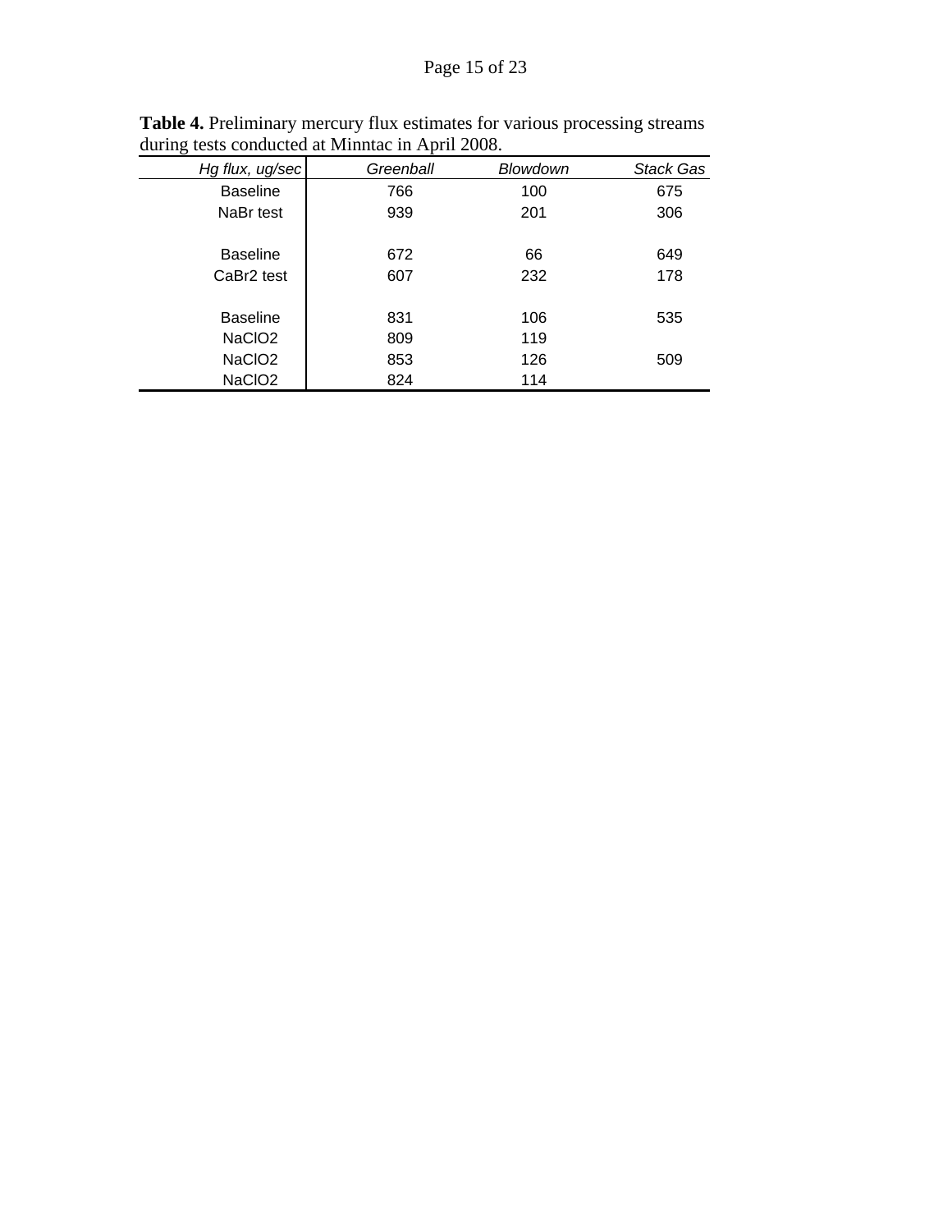**Table 4.** Preliminary mercury flux estimates for various processing streams during tests conducted at Minntac in April 2008.

| *Hg flux, ug/sec* | *Greenball* | *Blowdown* | *Stack Gas* |
|---|---|---|---|
| Baseline | 766 | 100 | 675 |
| NaBr test | 939 | 201 | 306 |
| | | | |
| Baseline | 672 | 66 | 649 |
| CaBr2 test | 607 | 232 | 178 |
| | | | |
| Baseline | 831 | 106 | 535 |
| NaClO2 | 809 | 119 | |
| NaClO2 | 853 | 126 | 509 |
| NaClO2 | 824 | 114 | |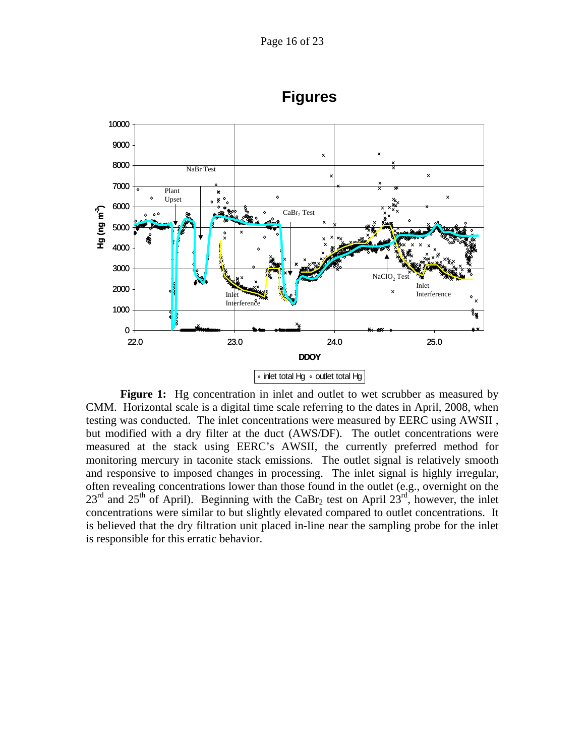# Figures

**Figure 1:** Hg concentration in inlet and outlet to wet scrubber as measured by CMM. Horizontal scale is a digital time scale referring to the dates in April, 2008, when testing was conducted. The inlet concentrations were measured by EERC using AWSII , but modified with a dry filter at the duct (AWS/DF). The outlet concentrations were measured at the stack using EERC's AWSII, the currently preferred method for monitoring mercury in taconite stack emissions. The outlet signal is relatively smooth and responsive to imposed changes in processing. The inlet signal is highly irregular, often revealing concentrations lower than those found in the outlet (e.g., overnight on the 23[rd] and 25[th] of April). Beginning with the $CaBr_2$ test on April 23[rd], however, the inlet concentrations were similar to but slightly elevated compared to outlet concentrations. It is believed that the dry filtration unit placed in-line near the sampling probe for the inlet is responsible for this erratic behavior.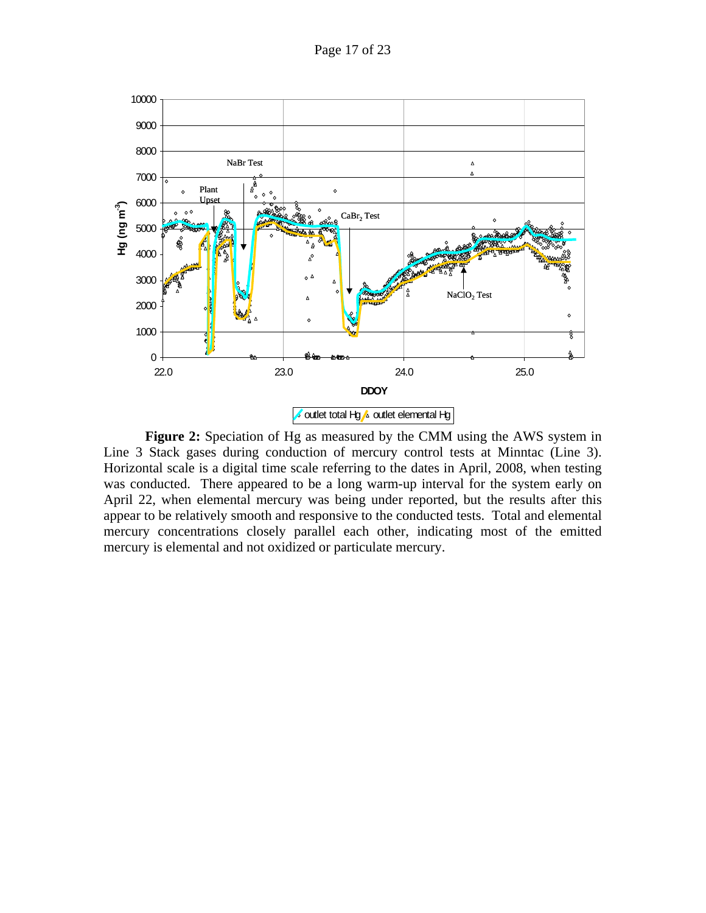**Figure 2:** Speciation of Hg as measured by the CMM using the AWS system in Line 3 Stack gases during conduction of mercury control tests at Minntac (Line 3). Horizontal scale is a digital time scale referring to the dates in April, 2008, when testing was conducted. There appeared to be a long warm-up interval for the system early on April 22, when elemental mercury was being under reported, but the results after this appear to be relatively smooth and responsive to the conducted tests. Total and elemental mercury concentrations closely parallel each other, indicating most of the emitted mercury is elemental and not oxidized or particulate mercury.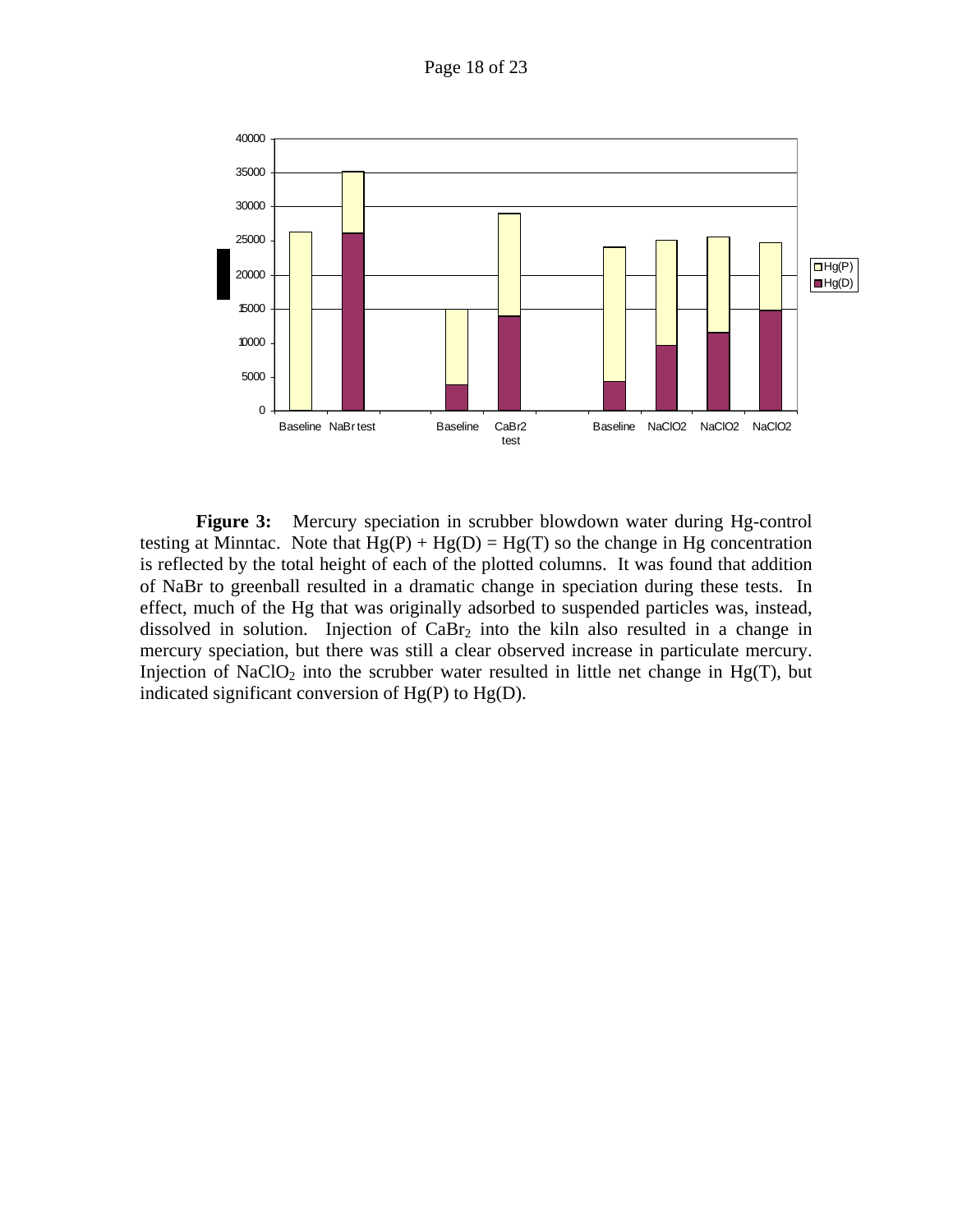**Figure 3:** Mercury speciation in scrubber blowdown water during Hg-control testing at Minntac. Note that Hg(P) + Hg(D) = Hg(T) so the change in Hg concentration is reflected by the total height of each of the plotted columns. It was found that addition of NaBr to greenball resulted in a dramatic change in speciation during these tests. In effect, much of the Hg that was originally adsorbed to suspended particles was, instead, dissolved in solution. Injection of $CaBr_2$ into the kiln also resulted in a change in mercury speciation, but there was still a clear observed increase in particulate mercury. Injection of $NaClO_2$ into the scrubber water resulted in little net change in Hg(T), but indicated significant conversion of Hg(P) to Hg(D).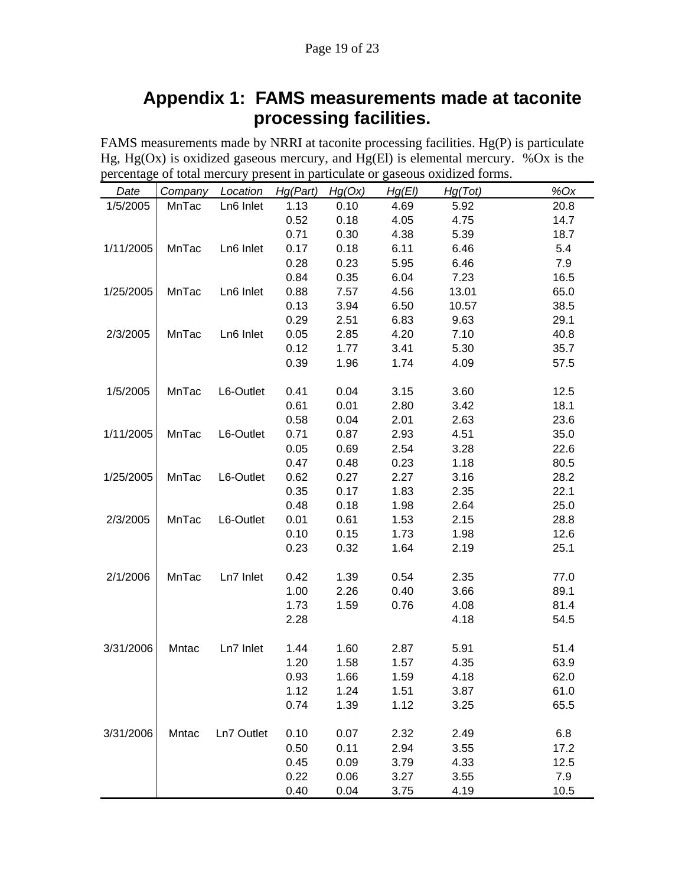# Appendix 1: FAMS measurements made at taconite processing facilities.

FAMS measurements made by NRRI at taconite processing facilities. Hg(P) is particulate Hg, Hg(Ox) is oxidized gaseous mercury, and Hg(El) is elemental mercury. %Ox is the percentage of total mercury present in particulate or gaseous oxidized forms.

| *Date* | *Company* | *Location* | *Hg(Part)* | *Hg(Ox)* | *Hg(El)* | *Hg(Tot)* | *%Ox* |
|---|---|---|---|---|---|---|---|
| 1/5/2005 | MnTac | Ln6 Inlet | 1.13 | 0.10 | 4.69 | 5.92 | 20.8 |
| | | | 0.52 | 0.18 | 4.05 | 4.75 | 14.7 |
| | | | 0.71 | 0.30 | 4.38 | 5.39 | 18.7 |
| 1/11/2005 | MnTac | Ln6 Inlet | 0.17 | 0.18 | 6.11 | 6.46 | 5.4 |
| | | | 0.28 | 0.23 | 5.95 | 6.46 | 7.9 |
| | | | 0.84 | 0.35 | 6.04 | 7.23 | 16.5 |
| 1/25/2005 | MnTac | Ln6 Inlet | 0.88 | 7.57 | 4.56 | 13.01 | 65.0 |
| | | | 0.13 | 3.94 | 6.50 | 10.57 | 38.5 |
| | | | 0.29 | 2.51 | 6.83 | 9.63 | 29.1 |
| 2/3/2005 | MnTac | Ln6 Inlet | 0.05 | 2.85 | 4.20 | 7.10 | 40.8 |
| | | | 0.12 | 1.77 | 3.41 | 5.30 | 35.7 |
| | | | 0.39 | 1.96 | 1.74 | 4.09 | 57.5 |
| | | | | | | | |
| 1/5/2005 | MnTac | L6-Outlet | 0.41 | 0.04 | 3.15 | 3.60 | 12.5 |
| | | | 0.61 | 0.01 | 2.80 | 3.42 | 18.1 |
| | | | 0.58 | 0.04 | 2.01 | 2.63 | 23.6 |
| 1/11/2005 | MnTac | L6-Outlet | 0.71 | 0.87 | 2.93 | 4.51 | 35.0 |
| | | | 0.05 | 0.69 | 2.54 | 3.28 | 22.6 |
| | | | 0.47 | 0.48 | 0.23 | 1.18 | 80.5 |
| 1/25/2005 | MnTac | L6-Outlet | 0.62 | 0.27 | 2.27 | 3.16 | 28.2 |
| | | | 0.35 | 0.17 | 1.83 | 2.35 | 22.1 |
| | | | 0.48 | 0.18 | 1.98 | 2.64 | 25.0 |
| 2/3/2005 | MnTac | L6-Outlet | 0.01 | 0.61 | 1.53 | 2.15 | 28.8 |
| | | | 0.10 | 0.15 | 1.73 | 1.98 | 12.6 |
| | | | 0.23 | 0.32 | 1.64 | 2.19 | 25.1 |
| | | | | | | | |
| 2/1/2006 | MnTac | Ln7 Inlet | 0.42 | 1.39 | 0.54 | 2.35 | 77.0 |
| | | | 1.00 | 2.26 | 0.40 | 3.66 | 89.1 |
| | | | 1.73 | 1.59 | 0.76 | 4.08 | 81.4 |
| | | | 2.28 | | | 4.18 | 54.5 |
| | | | | | | | |
| 3/31/2006 | Mntac | Ln7 Inlet | 1.44 | 1.60 | 2.87 | 5.91 | 51.4 |
| | | | 1.20 | 1.58 | 1.57 | 4.35 | 63.9 |
| | | | 0.93 | 1.66 | 1.59 | 4.18 | 62.0 |
| | | | 1.12 | 1.24 | 1.51 | 3.87 | 61.0 |
| | | | 0.74 | 1.39 | 1.12 | 3.25 | 65.5 |
| | | | | | | | |
| 3/31/2006 | Mntac | Ln7 Outlet | 0.10 | 0.07 | 2.32 | 2.49 | 6.8 |
| | | | 0.50 | 0.11 | 2.94 | 3.55 | 17.2 |
| | | | 0.45 | 0.09 | 3.79 | 4.33 | 12.5 |
| | | | 0.22 | 0.06 | 3.27 | 3.55 | 7.9 |
| | | | 0.40 | 0.04 | 3.75 | 4.19 | 10.5 |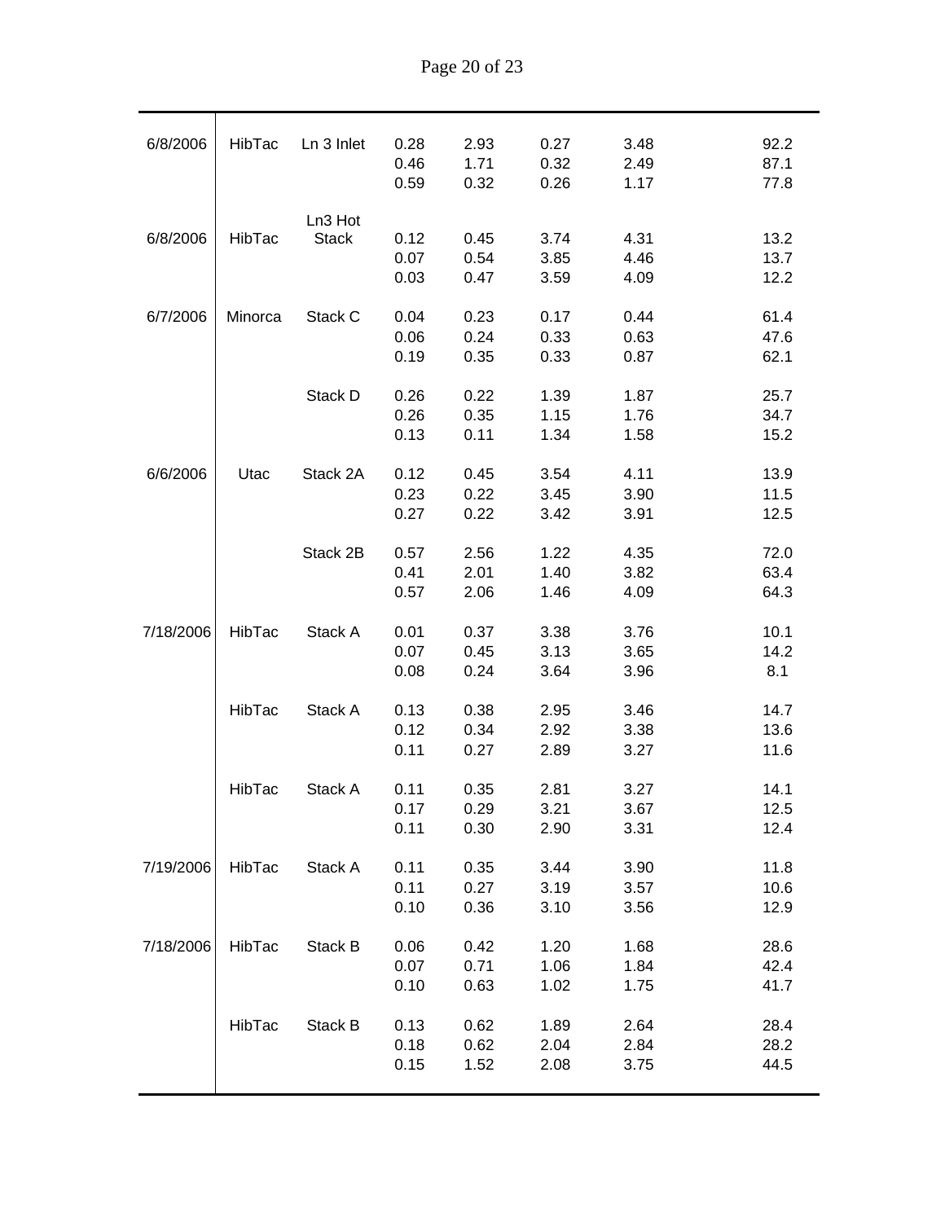| | | | | | | | |
|---|---|---|---|---|---|---|---|
| 6/8/2006 | HibTac | Ln 3 Inlet | 0.28 | 2.93 | 0.27 | 3.48 | 92.2 |
| | | | 0.46 | 1.71 | 0.32 | 2.49 | 87.1 |
| | | | 0.59 | 0.32 | 0.26 | 1.17 | 77.8 |
| 6/8/2006 | HibTac | Ln3 Hot Stack | 0.12 | 0.45 | 3.74 | 4.31 | 13.2 |
| | | | 0.07 | 0.54 | 3.85 | 4.46 | 13.7 |
| | | | 0.03 | 0.47 | 3.59 | 4.09 | 12.2 |
| 6/7/2006 | Minorca | Stack C | 0.04 | 0.23 | 0.17 | 0.44 | 61.4 |
| | | | 0.06 | 0.24 | 0.33 | 0.63 | 47.6 |
| | | | 0.19 | 0.35 | 0.33 | 0.87 | 62.1 |
| | | Stack D | 0.26 | 0.22 | 1.39 | 1.87 | 25.7 |
| | | | 0.26 | 0.35 | 1.15 | 1.76 | 34.7 |
| | | | 0.13 | 0.11 | 1.34 | 1.58 | 15.2 |
| 6/6/2006 | Utac | Stack 2A | 0.12 | 0.45 | 3.54 | 4.11 | 13.9 |
| | | | 0.23 | 0.22 | 3.45 | 3.90 | 11.5 |
| | | | 0.27 | 0.22 | 3.42 | 3.91 | 12.5 |
| | | Stack 2B | 0.57 | 2.56 | 1.22 | 4.35 | 72.0 |
| | | | 0.41 | 2.01 | 1.40 | 3.82 | 63.4 |
| | | | 0.57 | 2.06 | 1.46 | 4.09 | 64.3 |
| 7/18/2006 | HibTac | Stack A | 0.01 | 0.37 | 3.38 | 3.76 | 10.1 |
| | | | 0.07 | 0.45 | 3.13 | 3.65 | 14.2 |
| | | | 0.08 | 0.24 | 3.64 | 3.96 | 8.1 |
| | HibTac | Stack A | 0.13 | 0.38 | 2.95 | 3.46 | 14.7 |
| | | | 0.12 | 0.34 | 2.92 | 3.38 | 13.6 |
| | | | 0.11 | 0.27 | 2.89 | 3.27 | 11.6 |
| | HibTac | Stack A | 0.11 | 0.35 | 2.81 | 3.27 | 14.1 |
| | | | 0.17 | 0.29 | 3.21 | 3.67 | 12.5 |
| | | | 0.11 | 0.30 | 2.90 | 3.31 | 12.4 |
| 7/19/2006 | HibTac | Stack A | 0.11 | 0.35 | 3.44 | 3.90 | 11.8 |
| | | | 0.11 | 0.27 | 3.19 | 3.57 | 10.6 |
| | | | 0.10 | 0.36 | 3.10 | 3.56 | 12.9 |
| 7/18/2006 | HibTac | Stack B | 0.06 | 0.42 | 1.20 | 1.68 | 28.6 |
| | | | 0.07 | 0.71 | 1.06 | 1.84 | 42.4 |
| | | | 0.10 | 0.63 | 1.02 | 1.75 | 41.7 |
| | HibTac | Stack B | 0.13 | 0.62 | 1.89 | 2.64 | 28.4 |
| | | | 0.18 | 0.62 | 2.04 | 2.84 | 28.2 |
| | | | 0.15 | 1.52 | 2.08 | 3.75 | 44.5 |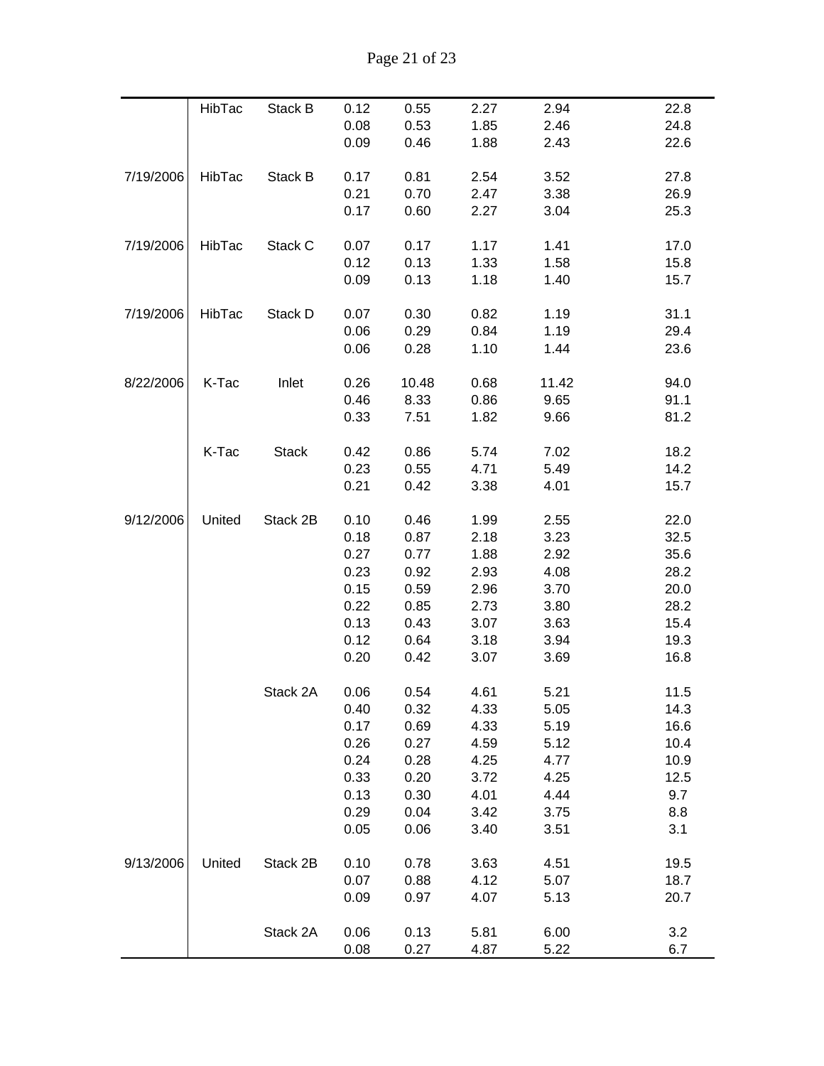| | | | | | | | |
|---|---|---|---|---|---|---|---|
| | HibTac | Stack B | 0.12 | 0.55 | 2.27 | 2.94 | 22.8 |
| | | | 0.08 | 0.53 | 1.85 | 2.46 | 24.8 |
| | | | 0.09 | 0.46 | 1.88 | 2.43 | 22.6 |
| 7/19/2006 | HibTac | Stack B | 0.17 | 0.81 | 2.54 | 3.52 | 27.8 |
| | | | 0.21 | 0.70 | 2.47 | 3.38 | 26.9 |
| | | | 0.17 | 0.60 | 2.27 | 3.04 | 25.3 |
| 7/19/2006 | HibTac | Stack C | 0.07 | 0.17 | 1.17 | 1.41 | 17.0 |
| | | | 0.12 | 0.13 | 1.33 | 1.58 | 15.8 |
| | | | 0.09 | 0.13 | 1.18 | 1.40 | 15.7 |
| 7/19/2006 | HibTac | Stack D | 0.07 | 0.30 | 0.82 | 1.19 | 31.1 |
| | | | 0.06 | 0.29 | 0.84 | 1.19 | 29.4 |
| | | | 0.06 | 0.28 | 1.10 | 1.44 | 23.6 |
| 8/22/2006 | K-Tac | Inlet | 0.26 | 10.48 | 0.68 | 11.42 | 94.0 |
| | | | 0.46 | 8.33 | 0.86 | 9.65 | 91.1 |
| | | | 0.33 | 7.51 | 1.82 | 9.66 | 81.2 |
| | K-Tac | Stack | 0.42 | 0.86 | 5.74 | 7.02 | 18.2 |
| | | | 0.23 | 0.55 | 4.71 | 5.49 | 14.2 |
| | | | 0.21 | 0.42 | 3.38 | 4.01 | 15.7 |
| 9/12/2006 | United | Stack 2B | 0.10 | 0.46 | 1.99 | 2.55 | 22.0 |
| | | | 0.18 | 0.87 | 2.18 | 3.23 | 32.5 |
| | | | 0.27 | 0.77 | 1.88 | 2.92 | 35.6 |
| | | | 0.23 | 0.92 | 2.93 | 4.08 | 28.2 |
| | | | 0.15 | 0.59 | 2.96 | 3.70 | 20.0 |
| | | | 0.22 | 0.85 | 2.73 | 3.80 | 28.2 |
| | | | 0.13 | 0.43 | 3.07 | 3.63 | 15.4 |
| | | | 0.12 | 0.64 | 3.18 | 3.94 | 19.3 |
| | | | 0.20 | 0.42 | 3.07 | 3.69 | 16.8 |
| | | Stack 2A | 0.06 | 0.54 | 4.61 | 5.21 | 11.5 |
| | | | 0.40 | 0.32 | 4.33 | 5.05 | 14.3 |
| | | | 0.17 | 0.69 | 4.33 | 5.19 | 16.6 |
| | | | 0.26 | 0.27 | 4.59 | 5.12 | 10.4 |
| | | | 0.24 | 0.28 | 4.25 | 4.77 | 10.9 |
| | | | 0.33 | 0.20 | 3.72 | 4.25 | 12.5 |
| | | | 0.13 | 0.30 | 4.01 | 4.44 | 9.7 |
| | | | 0.29 | 0.04 | 3.42 | 3.75 | 8.8 |
| | | | 0.05 | 0.06 | 3.40 | 3.51 | 3.1 |
| 9/13/2006 | United | Stack 2B | 0.10 | 0.78 | 3.63 | 4.51 | 19.5 |
| | | | 0.07 | 0.88 | 4.12 | 5.07 | 18.7 |
| | | | 0.09 | 0.97 | 4.07 | 5.13 | 20.7 |
| | | Stack 2A | 0.06 | 0.13 | 5.81 | 6.00 | 3.2 |
| | | | 0.08 | 0.27 | 4.87 | 5.22 | 6.7 |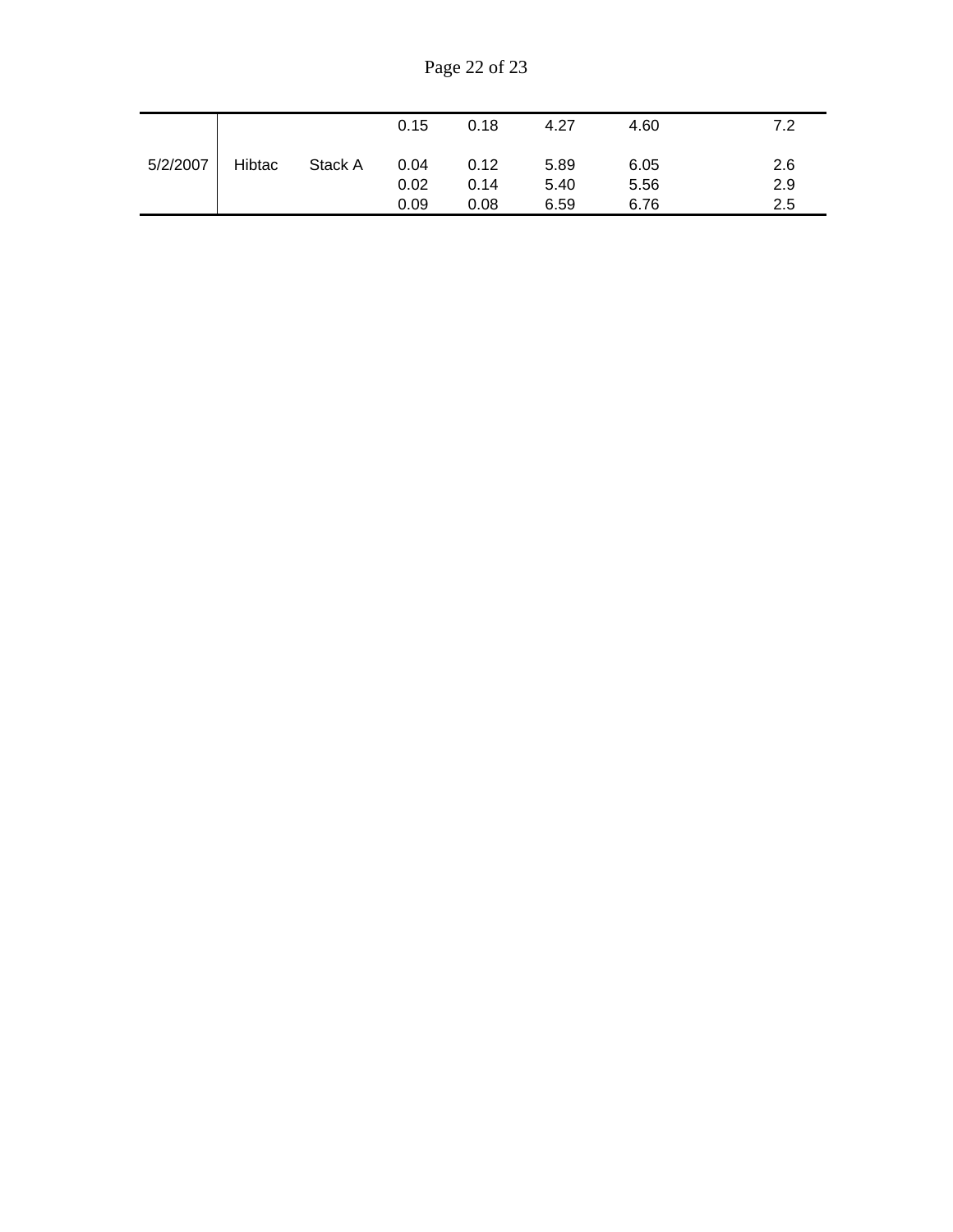|  |  |  |  |  |  |  |  |
|---|---|---|---|---|---|---|---|
|  |  |  | 0.15 | 0.18 | 4.27 | 4.60 | 7.2 |
| 5/2/2007 | Hibtac | Stack A | 0.04 | 0.12 | 5.89 | 6.05 | 2.6 |
|  |  |  | 0.02 | 0.14 | 5.40 | 5.56 | 2.9 |
|  |  |  | 0.09 | 0.08 | 6.59 | 6.76 | 2.5 |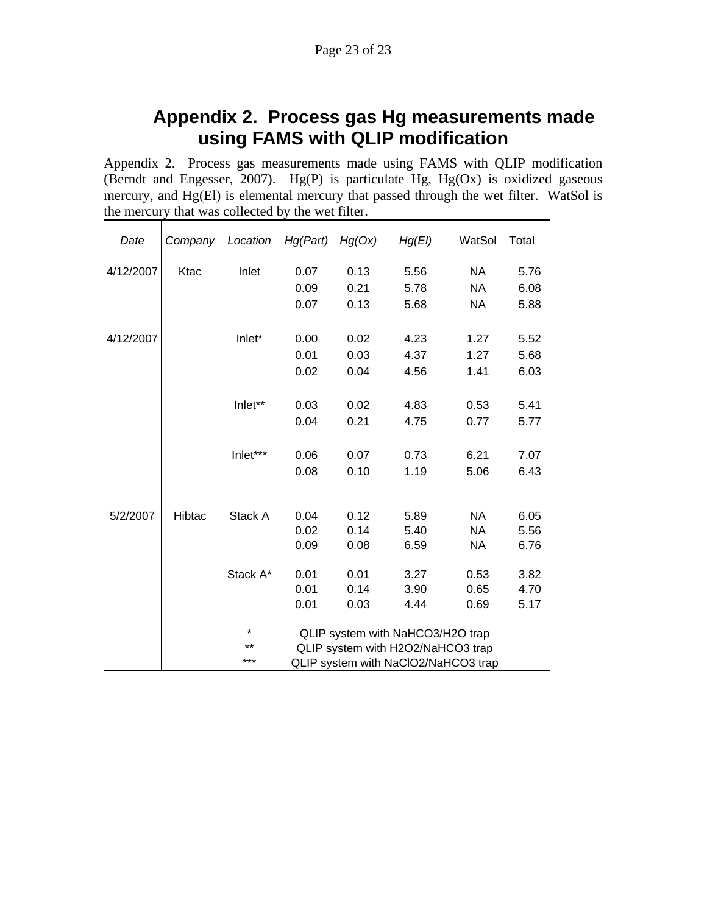# Appendix 2. Process gas Hg measurements made using FAMS with QLIP modification

Appendix 2. Process gas measurements made using FAMS with QLIP modification (Berndt and Engesser, 2007). Hg(P) is particulate Hg, Hg(Ox) is oxidized gaseous mercury, and Hg(El) is elemental mercury that passed through the wet filter. WatSol is the mercury that was collected by the wet filter.

| *Date* | *Company* | *Location* | *Hg(Part)* | *Hg(Ox)* | *Hg(El)* | WatSol | Total |
|---|---|---|---|---|---|---|---|
| 4/12/2007 | Ktac | Inlet | 0.07 | 0.13 | 5.56 | NA | 5.76 |
| | | | 0.09 | 0.21 | 5.78 | NA | 6.08 |
| | | | 0.07 | 0.13 | 5.68 | NA | 5.88 |
| 4/12/2007 | | Inlet* | 0.00 | 0.02 | 4.23 | 1.27 | 5.52 |
| | | | 0.01 | 0.03 | 4.37 | 1.27 | 5.68 |
| | | | 0.02 | 0.04 | 4.56 | 1.41 | 6.03 |
| | | Inlet** | 0.03 | 0.02 | 4.83 | 0.53 | 5.41 |
| | | | 0.04 | 0.21 | 4.75 | 0.77 | 5.77 |
| | | Inlet*** | 0.06 | 0.07 | 0.73 | 6.21 | 7.07 |
| | | | 0.08 | 0.10 | 1.19 | 5.06 | 6.43 |
| 5/2/2007 | Hibtac | Stack A | 0.04 | 0.12 | 5.89 | NA | 6.05 |
| | | | 0.02 | 0.14 | 5.40 | NA | 5.56 |
| | | | 0.09 | 0.08 | 6.59 | NA | 6.76 |
| | | Stack A* | 0.01 | 0.01 | 3.27 | 0.53 | 3.82 |
| | | | 0.01 | 0.14 | 3.90 | 0.65 | 4.70 |
| | | | 0.01 | 0.03 | 4.44 | 0.69 | 5.17 |

\* QLIP system with $NaHCO_3/H_2O$ trap
\** QLIP system with $H_2O_2/NaHCO_3$ trap
\*** QLIP system with $NaClO_2/NaHCO_3$ trap